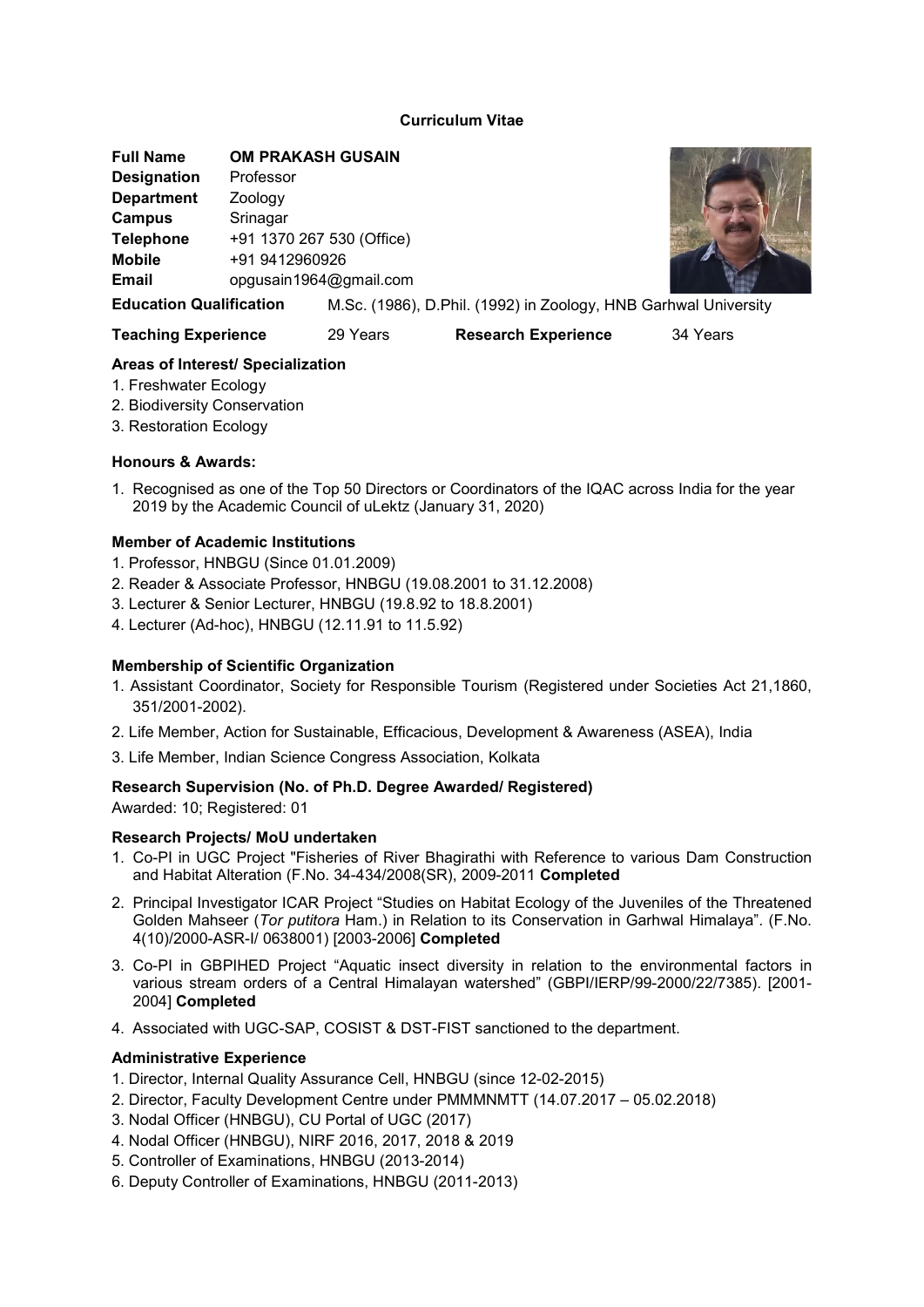# Curriculum Vitae

**Full Name** **OM PRAKASH GUSAIN**
**Designation** Professor
**Department** Zoology
**Campus** Srinagar
**Telephone** +91 1370 267 530 (Office)
**Mobile** +91 9412960926
**Email** opgusain1964@gmail.com

**Education Qualification** M.Sc. (1986), D.Phil. (1992) in Zoology, HNB Garhwal University

**Teaching Experience** 29 Years **Research Experience** 34 Years

**Areas of Interest/ Specialization**

1. Freshwater Ecology
2. Biodiversity Conservation
3. Restoration Ecology

**Honours & Awards:**

1. Recognised as one of the Top 50 Directors or Coordinators of the IQAC across India for the year 2019 by the Academic Council of uLektz (January 31, 2020)

**Member of Academic Institutions**

1. Professor, HNBGU (Since 01.01.2009)
2. Reader & Associate Professor, HNBGU (19.08.2001 to 31.12.2008)
3. Lecturer & Senior Lecturer, HNBGU (19.8.92 to 18.8.2001)
4. Lecturer (Ad-hoc), HNBGU (12.11.91 to 11.5.92)

**Membership of Scientific Organization**

1. Assistant Coordinator, Society for Responsible Tourism (Registered under Societies Act 21,1860, 351/2001-2002).
2. Life Member, Action for Sustainable, Efficacious, Development & Awareness (ASEA), India
3. Life Member, Indian Science Congress Association, Kolkata

**Research Supervision (No. of Ph.D. Degree Awarded/ Registered)**

Awarded: 10; Registered: 01

**Research Projects/ MoU undertaken**

1. Co-PI in UGC Project "Fisheries of River Bhagirathi with Reference to various Dam Construction and Habitat Alteration (F.No. 34-434/2008(SR), 2009-2011 **Completed**
2. Principal Investigator ICAR Project "Studies on Habitat Ecology of the Juveniles of the Threatened Golden Mahseer (*Tor putitora* Ham.) in Relation to its Conservation in Garhwal Himalaya". (F.No. 4(10)/2000-ASR-I/ 0638001) [2003-2006] **Completed**
3. Co-PI in GBPIHED Project "Aquatic insect diversity in relation to the environmental factors in various stream orders of a Central Himalayan watershed" (GBPI/IERP/99-2000/22/7385). [2001-2004] **Completed**
4. Associated with UGC-SAP, COSIST & DST-FIST sanctioned to the department.

**Administrative Experience**

1. Director, Internal Quality Assurance Cell, HNBGU (since 12-02-2015)
2. Director, Faculty Development Centre under PMMMNMTT (14.07.2017 – 05.02.2018)
3. Nodal Officer (HNBGU), CU Portal of UGC (2017)
4. Nodal Officer (HNBGU), NIRF 2016, 2017, 2018 & 2019
5. Controller of Examinations, HNBGU (2013-2014)
6. Deputy Controller of Examinations, HNBGU (2011-2013)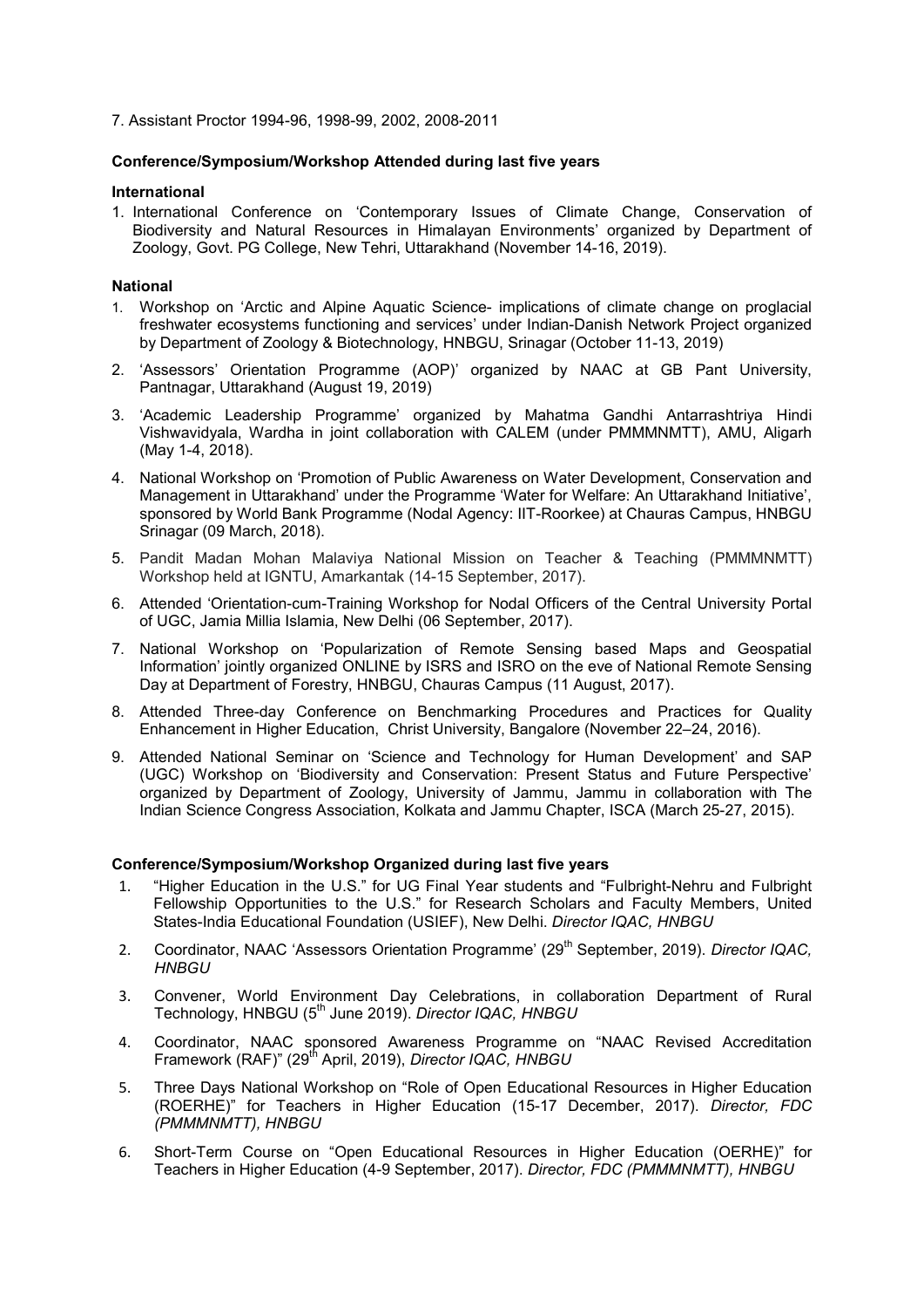7. Assistant Proctor 1994-96, 1998-99, 2002, 2008-2011

**Conference/Symposium/Workshop Attended during last five years**

**International**

1. International Conference on 'Contemporary Issues of Climate Change, Conservation of Biodiversity and Natural Resources in Himalayan Environments' organized by Department of Zoology, Govt. PG College, New Tehri, Uttarakhand (November 14-16, 2019).

**National**

1. Workshop on 'Arctic and Alpine Aquatic Science- implications of climate change on proglacial freshwater ecosystems functioning and services' under Indian-Danish Network Project organized by Department of Zoology & Biotechnology, HNBGU, Srinagar (October 11-13, 2019)
2. 'Assessors' Orientation Programme (AOP)' organized by NAAC at GB Pant University, Pantnagar, Uttarakhand (August 19, 2019)
3. 'Academic Leadership Programme' organized by Mahatma Gandhi Antarrashtriya Hindi Vishwavidyala, Wardha in joint collaboration with CALEM (under PMMMNMTT), AMU, Aligarh (May 1-4, 2018).
4. National Workshop on 'Promotion of Public Awareness on Water Development, Conservation and Management in Uttarakhand' under the Programme 'Water for Welfare: An Uttarakhand Initiative', sponsored by World Bank Programme (Nodal Agency: IIT-Roorkee) at Chauras Campus, HNBGU Srinagar (09 March, 2018).
5. Pandit Madan Mohan Malaviya National Mission on Teacher & Teaching (PMMMNMTT) Workshop held at IGNTU, Amarkantak (14-15 September, 2017).
6. Attended 'Orientation-cum-Training Workshop for Nodal Officers of the Central University Portal of UGC, Jamia Millia Islamia, New Delhi (06 September, 2017).
7. National Workshop on 'Popularization of Remote Sensing based Maps and Geospatial Information' jointly organized ONLINE by ISRS and ISRO on the eve of National Remote Sensing Day at Department of Forestry, HNBGU, Chauras Campus (11 August, 2017).
8. Attended Three-day Conference on Benchmarking Procedures and Practices for Quality Enhancement in Higher Education, Christ University, Bangalore (November 22–24, 2016).
9. Attended National Seminar on 'Science and Technology for Human Development' and SAP (UGC) Workshop on 'Biodiversity and Conservation: Present Status and Future Perspective' organized by Department of Zoology, University of Jammu, Jammu in collaboration with The Indian Science Congress Association, Kolkata and Jammu Chapter, ISCA (March 25-27, 2015).

**Conference/Symposium/Workshop Organized during last five years**

1. "Higher Education in the U.S." for UG Final Year students and "Fulbright-Nehru and Fulbright Fellowship Opportunities to the U.S." for Research Scholars and Faculty Members, United States-India Educational Foundation (USIEF), New Delhi. *Director IQAC, HNBGU*
2. Coordinator, NAAC 'Assessors Orientation Programme' (29th September, 2019). *Director IQAC, HNBGU*
3. Convener, World Environment Day Celebrations, in collaboration Department of Rural Technology, HNBGU (5th June 2019). *Director IQAC, HNBGU*
4. Coordinator, NAAC sponsored Awareness Programme on "NAAC Revised Accreditation Framework (RAF)" (29th April, 2019), *Director IQAC, HNBGU*
5. Three Days National Workshop on "Role of Open Educational Resources in Higher Education (ROERHE)" for Teachers in Higher Education (15-17 December, 2017). *Director, FDC (PMMMNMTT), HNBGU*
6. Short-Term Course on "Open Educational Resources in Higher Education (OERHE)" for Teachers in Higher Education (4-9 September, 2017). *Director, FDC (PMMMNMTT), HNBGU*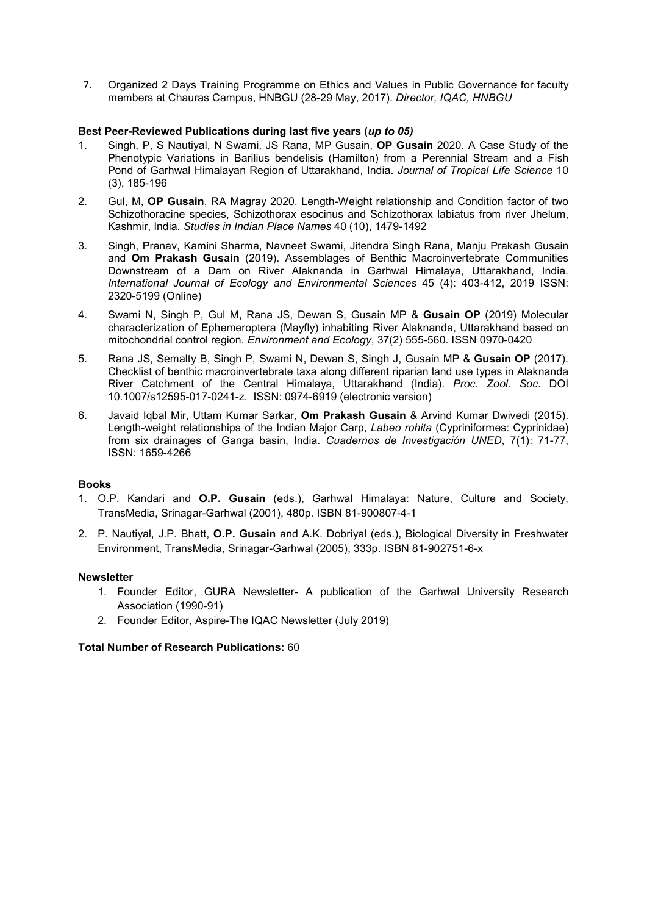7. Organized 2 Days Training Programme on Ethics and Values in Public Governance for faculty members at Chauras Campus, HNBGU (28-29 May, 2017). *Director, IQAC, HNBGU*

**Best Peer-Reviewed Publications during last five years (*up to 05)***

1. Singh, P, S Nautiyal, N Swami, JS Rana, MP Gusain, **OP Gusain** 2020. A Case Study of the Phenotypic Variations in Barilius bendelisis (Hamilton) from a Perennial Stream and a Fish Pond of Garhwal Himalayan Region of Uttarakhand, India. *Journal of Tropical Life Science* 10 (3), 185-196
2. Gul, M, **OP Gusain**, RA Magray 2020. Length-Weight relationship and Condition factor of two Schizothoracine species, Schizothorax esocinus and Schizothorax labiatus from river Jhelum, Kashmir, India. *Studies in Indian Place Names* 40 (10), 1479-1492
3. Singh, Pranav, Kamini Sharma, Navneet Swami, Jitendra Singh Rana, Manju Prakash Gusain and **Om Prakash Gusain** (2019). Assemblages of Benthic Macroinvertebrate Communities Downstream of a Dam on River Alaknanda in Garhwal Himalaya, Uttarakhand, India. *International Journal of Ecology and Environmental Sciences* 45 (4): 403-412, 2019 ISSN: 2320-5199 (Online)
4. Swami N, Singh P, Gul M, Rana JS, Dewan S, Gusain MP & **Gusain OP** (2019) Molecular characterization of Ephemeroptera (Mayfly) inhabiting River Alaknanda, Uttarakhand based on mitochondrial control region. *Environment and Ecology*, 37(2) 555-560. ISSN 0970-0420
5. Rana JS, Semalty B, Singh P, Swami N, Dewan S, Singh J, Gusain MP & **Gusain OP** (2017). Checklist of benthic macroinvertebrate taxa along different riparian land use types in Alaknanda River Catchment of the Central Himalaya, Uttarakhand (India). *Proc. Zool. Soc*. DOI 10.1007/s12595-017-0241-z. ISSN: 0974-6919 (electronic version)
6. Javaid Iqbal Mir, Uttam Kumar Sarkar, **Om Prakash Gusain** & Arvind Kumar Dwivedi (2015). Length-weight relationships of the Indian Major Carp, *Labeo rohita* (Cypriniformes: Cyprinidae) from six drainages of Ganga basin, India. *Cuadernos de Investigación UNED*, 7(1): 71-77, ISSN: 1659-4266

**Books**

1. O.P. Kandari and **O.P. Gusain** (eds.), Garhwal Himalaya: Nature, Culture and Society, TransMedia, Srinagar-Garhwal (2001), 480p. ISBN 81-900807-4-1
2. P. Nautiyal, J.P. Bhatt, **O.P. Gusain** and A.K. Dobriyal (eds.), Biological Diversity in Freshwater Environment, TransMedia, Srinagar-Garhwal (2005), 333p. ISBN 81-902751-6-x

**Newsletter**

1. Founder Editor, GURA Newsletter- A publication of the Garhwal University Research Association (1990-91)
2. Founder Editor, Aspire-The IQAC Newsletter (July 2019)

**Total Number of Research Publications:** 60